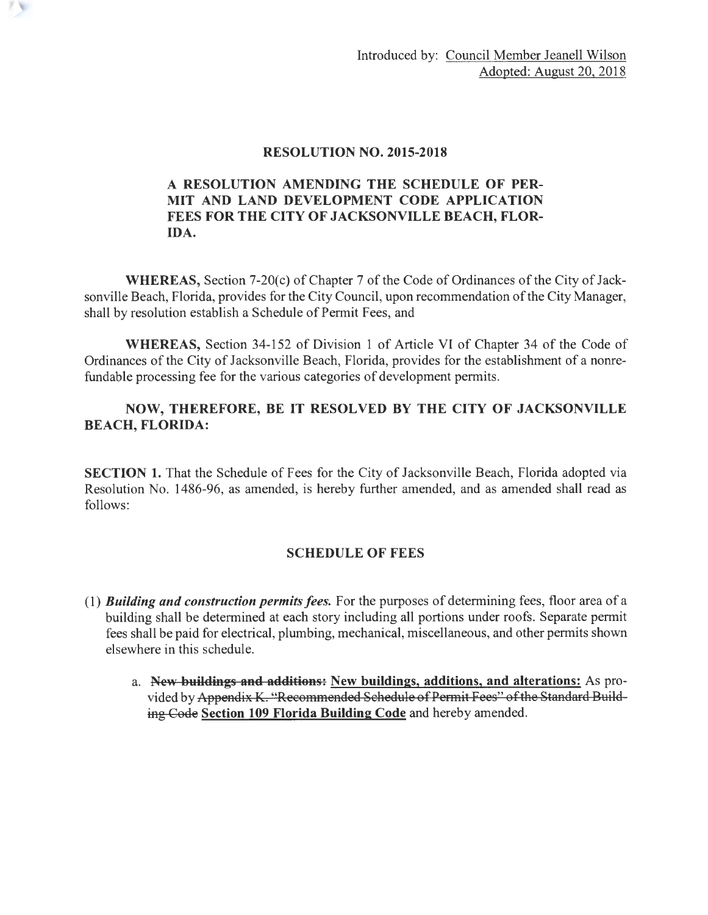Introduced by: Council Member Jeanell Wilson
Adopted: August 20, 2018

## RESOLUTION NO. 2015-2018

### A RESOLUTION AMENDING THE SCHEDULE OF PERMIT AND LAND DEVELOPMENT CODE APPLICATION FEES FOR THE CITY OF JACKSONVILLE BEACH, FLORIDA.

**WHEREAS,** Section 7-20(c) of Chapter 7 of the Code of Ordinances of the City of Jacksonville Beach, Florida, provides for the City Council, upon recommendation of the City Manager, shall by resolution establish a Schedule of Permit Fees, and

**WHEREAS,** Section 34-152 of Division 1 of Article VI of Chapter 34 of the Code of Ordinances of the City of Jacksonville Beach, Florida, provides for the establishment of a nonrefundable processing fee for the various categories of development permits.

**NOW, THEREFORE, BE IT RESOLVED BY THE CITY OF JACKSONVILLE BEACH, FLORIDA:**

**SECTION 1.** That the Schedule of Fees for the City of Jacksonville Beach, Florida adopted via Resolution No. 1486-96, as amended, is hereby further amended, and as amended shall read as follows:

## SCHEDULE OF FEES

(1) ***Building and construction permits fees.*** For the purposes of determining fees, floor area of a building shall be determined at each story including all portions under roofs. Separate permit fees shall be paid for electrical, plumbing, mechanical, miscellaneous, and other permits shown elsewhere in this schedule.

   a. ~~**New buildings and additions:**~~ <u>**New buildings, additions, and alterations:**</u> As provided by ~~Appendix K. "Recommended Schedule of Permit Fees" of the Standard Building Code~~ <u>**Section 109 Florida Building Code**</u> and hereby amended.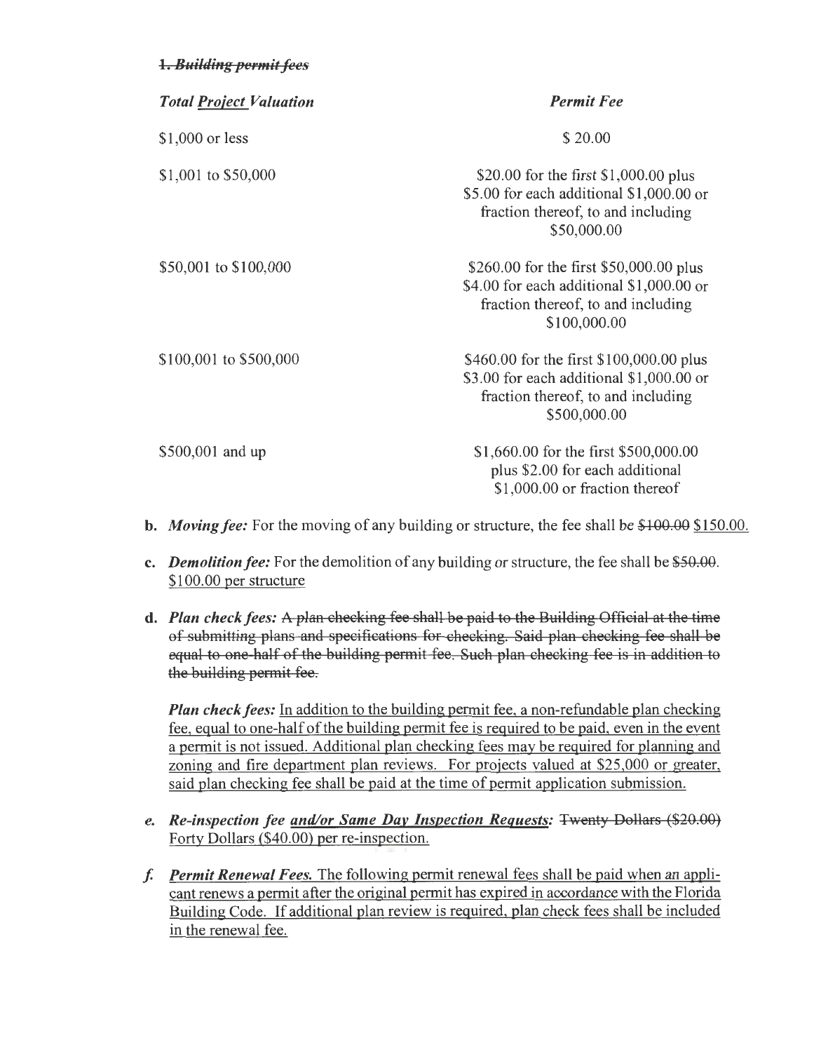~~***1. Building permit fees***~~

| *Total <u>Project</u> Valuation* | *Permit Fee* |
|---|---|
| $1,000 or less | $ 20.00 |
| $1,001 to $50,000 | $20.00 for the first $1,000.00 plus $5.00 for each additional $1,000.00 or fraction thereof, to and including $50,000.00 |
| $50,001 to $100,000 | $260.00 for the first $50,000.00 plus $4.00 for each additional $1,000.00 or fraction thereof, to and including $100,000.00 |
| $100,001 to $500,000 | $460.00 for the first $100,000.00 plus $3.00 for each additional $1,000.00 or fraction thereof, to and including $500,000.00 |
| $500,001 and up | $1,660.00 for the first $500,000.00 plus $2.00 for each additional $1,000.00 or fraction thereof |

**b.** ***Moving fee:*** For the moving of any building or structure, the fee shall be ~~$100.00~~ <u>$150.00.</u>

**c.** ***Demolition fee:*** For the demolition of any building or structure, the fee shall be ~~$50.00~~. <u>$100.00 per structure</u>

**d.** ***Plan check fees:*** ~~A plan checking fee shall be paid to the Building Official at the time of submitting plans and specifications for checking. Said plan checking fee shall be equal to one-half of the building permit fee. Such plan checking fee is in addition to the building permit fee.~~

***Plan check fees:*** <u>In addition to the building permit fee, a non-refundable plan checking fee, equal to one-half of the building permit fee is required to be paid, even in the event a permit is not issued. Additional plan checking fees may be required for planning and zoning and fire department plan reviews. For projects valued at $25,000 or greater, said plan checking fee shall be paid at the time of permit application submission.</u>

***e.*** ***Re-inspection fee <u>and/or Same Day Inspection Requests</u>:*** ~~Twenty Dollars ($20.00)~~ <u>Forty Dollars ($40.00) per re-inspection.</u>

***f.*** ***<u>Permit Renewal Fees.</u>*** <u>The following permit renewal fees shall be paid when an applicant renews a permit after the original permit has expired in accordance with the Florida Building Code. If additional plan review is required, plan check fees shall be included in the renewal fee.</u>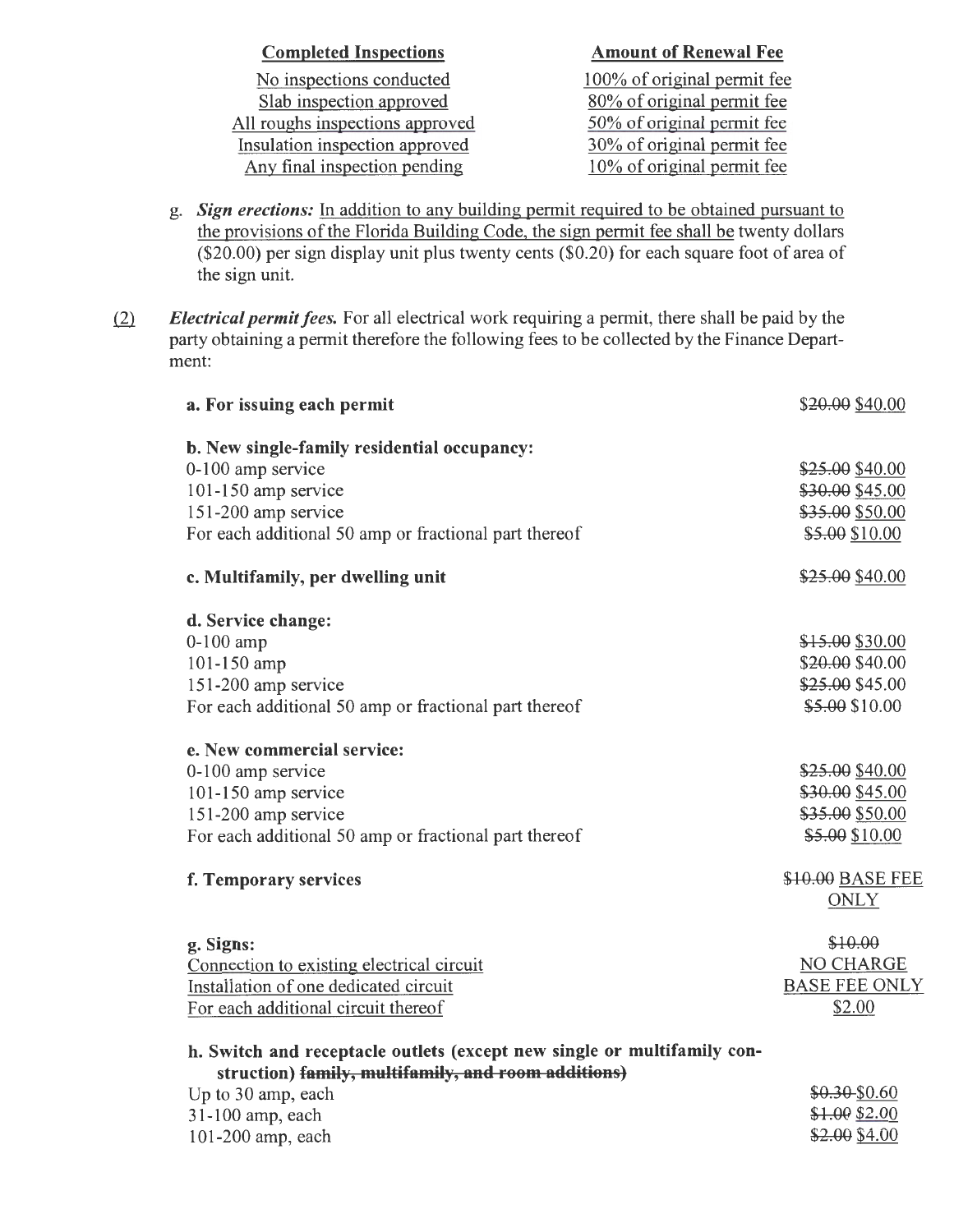| Completed Inspections | Amount of Renewal Fee |
|---|---|
| No inspections conducted | 100% of original permit fee |
| Slab inspection approved | 80% of original permit fee |
| All roughs inspections approved | 50% of original permit fee |
| Insulation inspection approved | 30% of original permit fee |
| Any final inspection pending | 10% of original permit fee |

g. ***Sign erections:*** In addition to any building permit required to be obtained pursuant to the provisions of the Florida Building Code, the sign permit fee shall be twenty dollars ($20.00) per sign display unit plus twenty cents ($0.20) for each square foot of area of the sign unit.

(2) ***Electrical permit fees.*** For all electrical work requiring a permit, there shall be paid by the party obtaining a permit therefore the following fees to be collected by the Finance Department:

| | |
|---|---|
| **a. For issuing each permit** | ~~$20.00~~ $40.00 |
| **b. New single-family residential occupancy:** | |
| 0-100 amp service | ~~$25.00~~ $40.00 |
| 101-150 amp service | ~~$30.00~~ $45.00 |
| 151-200 amp service | ~~$35.00~~ $50.00 |
| For each additional 50 amp or fractional part thereof | ~~$5.00~~ $10.00 |
| **c. Multifamily, per dwelling unit** | ~~$25.00~~ $40.00 |
| **d. Service change:** | |
| 0-100 amp | ~~$15.00~~ $30.00 |
| 101-150 amp | ~~$20.00~~ $40.00 |
| 151-200 amp service | ~~$25.00~~ $45.00 |
| For each additional 50 amp or fractional part thereof | ~~$5.00~~ $10.00 |
| **e. New commercial service:** | |
| 0-100 amp service | ~~$25.00~~ $40.00 |
| 101-150 amp service | ~~$30.00~~ $45.00 |
| 151-200 amp service | ~~$35.00~~ $50.00 |
| For each additional 50 amp or fractional part thereof | ~~$5.00~~ $10.00 |
| **f. Temporary services** | ~~$10.00~~ BASE FEE ONLY |
| **g. Signs:** | ~~$10.00~~ |
| Connection to existing electrical circuit | NO CHARGE |
| Installation of one dedicated circuit | BASE FEE ONLY |
| For each additional circuit thereof | $2.00 |
| **h. Switch and receptacle outlets (except new single or multifamily construction) ~~family, multifamily, and room additions)~~** | |
| Up to 30 amp, each | ~~$0.30~~ $0.60 |
| 31-100 amp, each | ~~$1.00~~ $2.00 |
| 101-200 amp, each | ~~$2.00~~ $4.00 |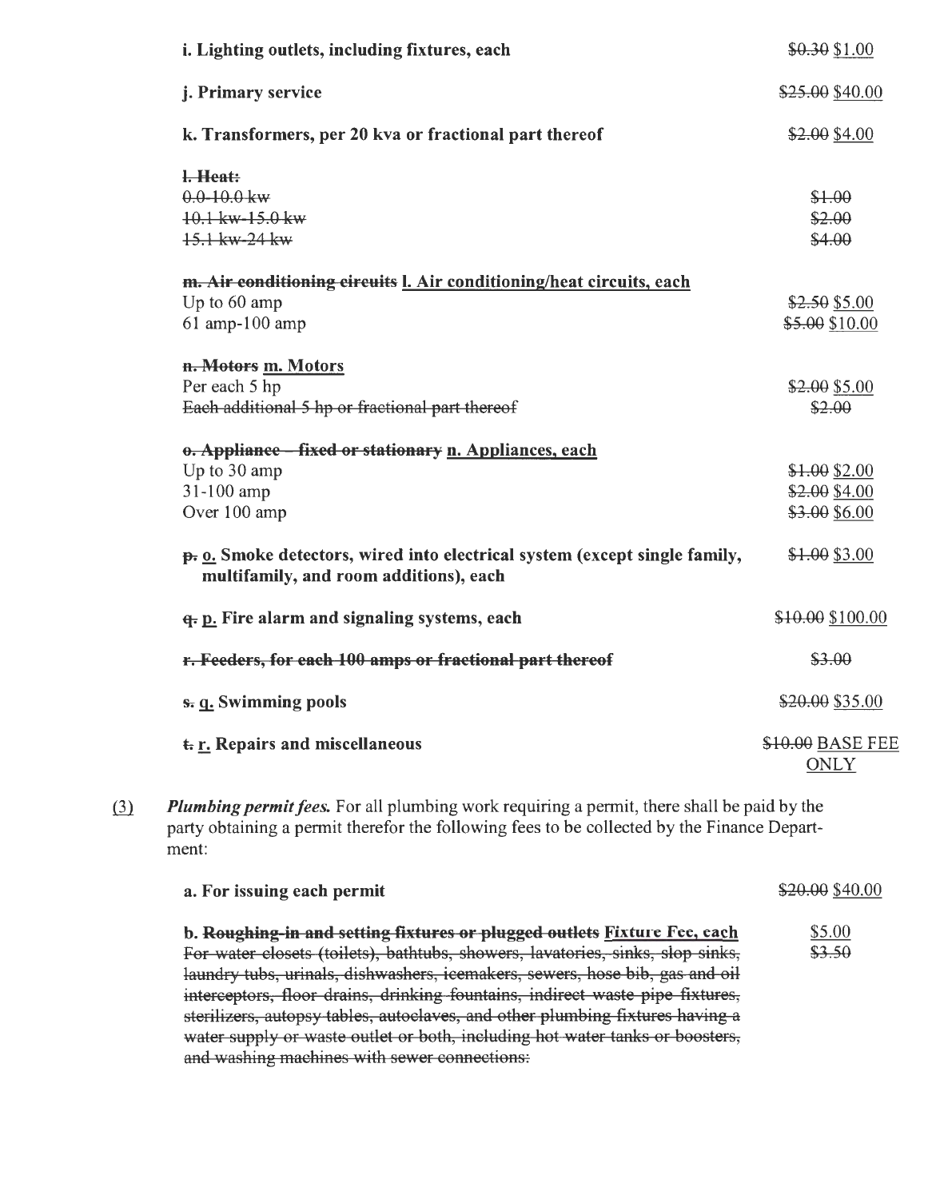| | |
|---|---|
| **i. Lighting outlets, including fixtures, each** | ~~$0.30~~ <u>$1.00</u> |
| **j. Primary service** | ~~$25.00~~ <u>$40.00</u> |
| **k. Transformers, per 20 kva or fractional part thereof** | ~~$2.00~~ <u>$4.00</u> |
| ~~**l. Heat:**~~ | |
| ~~0.0-10.0 kw~~ | ~~$1.00~~ |
| ~~10.1 kw-15.0 kw~~ | ~~$2.00~~ |
| ~~15.1 kw-24 kw~~ | ~~$4.00~~ |
| ~~**m. Air conditioning circuits**~~ <u>**l. Air conditioning/heat circuits, each**</u> | |
| Up to 60 amp | ~~$2.50~~ <u>$5.00</u> |
| 61 amp-100 amp | ~~$5.00~~ <u>$10.00</u> |
| ~~**n. Motors**~~ <u>**m. Motors**</u> | |
| Per each 5 hp | ~~$2.00~~ <u>$5.00</u> |
| ~~Each additional 5 hp or fractional part thereof~~ | ~~$2.00~~ |
| ~~**o. Appliance – fixed or stationary**~~ <u>**n. Appliances, each**</u> | |
| Up to 30 amp | ~~$1.00~~ <u>$2.00</u> |
| 31-100 amp | ~~$2.00~~ <u>$4.00</u> |
| Over 100 amp | ~~$3.00~~ <u>$6.00</u> |
| ~~**p.**~~ <u>**o.**</u> **Smoke detectors, wired into electrical system (except single family, multifamily, and room additions), each** | ~~$1.00~~ <u>$3.00</u> |
| ~~**q.**~~ <u>**p.**</u> **Fire alarm and signaling systems, each** | ~~$10.00~~ <u>$100.00</u> |
| ~~**r. Feeders, for each 100 amps or fractional part thereof**~~ | ~~$3.00~~ |
| ~~**s.**~~ <u>**q.**</u> **Swimming pools** | ~~$20.00~~ <u>$35.00</u> |
| ~~**t.**~~ <u>**r.**</u> **Repairs and miscellaneous** | ~~$10.00~~ <u>BASE FEE ONLY</u> |

<u>(3)</u> ***Plumbing permit fees.*** For all plumbing work requiring a permit, there shall be paid by the party obtaining a permit therefor the following fees to be collected by the Finance Department:

| | |
|---|---|
| **a. For issuing each permit** | ~~$20.00~~ <u>$40.00</u> |
| **b.** ~~**Roughing-in and setting fixtures or plugged outlets**~~ <u>**Fixture Fee, each**</u> | <u>$5.00</u> |
| ~~For water closets (toilets), bathtubs, showers, lavatories, sinks, slop sinks, laundry tubs, urinals, dishwashers, icemakers, sewers, hose bib, gas and oil interceptors, floor drains, drinking fountains, indirect waste pipe fixtures, sterilizers, autopsy tables, autoclaves, and other plumbing fixtures having a water supply or waste outlet or both, including hot water tanks or boosters, and washing machines with sewer connections:~~ | ~~$3.50~~ |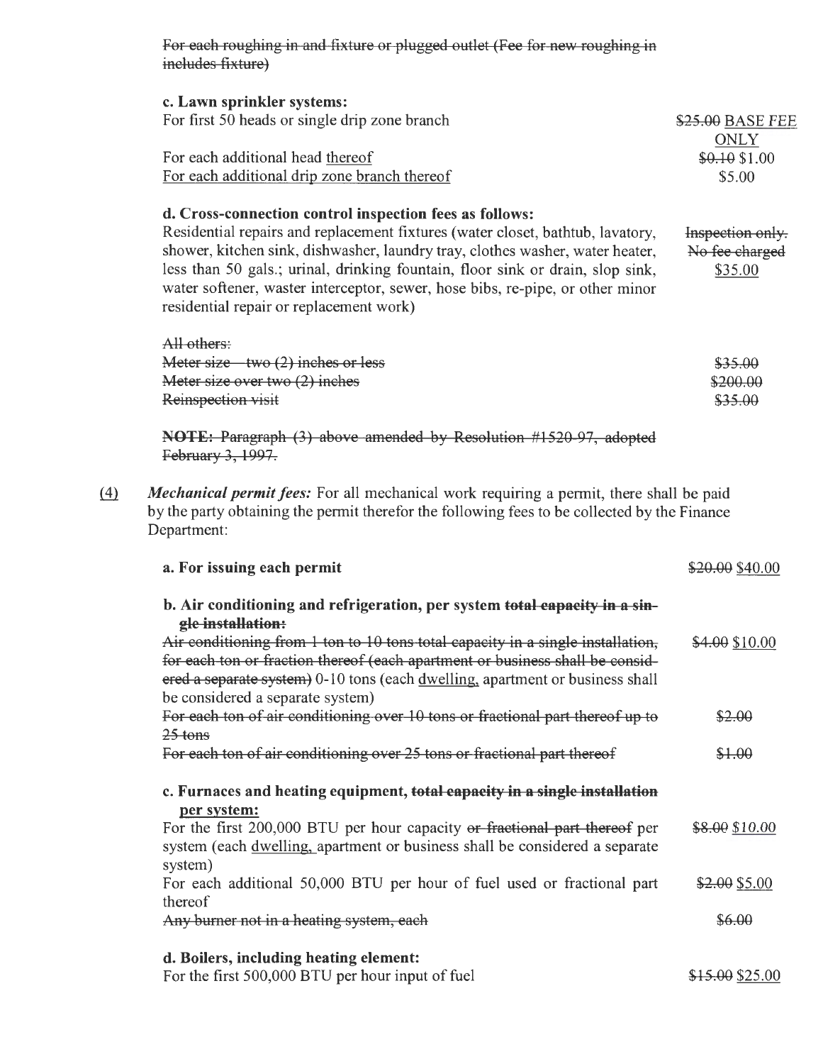~~For each roughing in and fixture or plugged outlet (Fee for new roughing in includes fixture)~~

**c. Lawn sprinkler systems:**

| | |
|---|---|
| For first 50 heads or single drip zone branch | ~~$25.00~~ <u>BASE FEE ONLY</u> |
| For each additional head <u>thereof</u> | ~~$0.10~~ $1.00 |
| <u>For each additional drip zone branch thereof</u> | $5.00 |

**d. Cross-connection control inspection fees as follows:**

| | |
|---|---|
| Residential repairs and replacement fixtures (water closet, bathtub, lavatory, shower, kitchen sink, dishwasher, laundry tray, clothes washer, water heater, less than 50 gals.; urinal, drinking fountain, floor sink or drain, slop sink, water softener, waster interceptor, sewer, hose bibs, re-pipe, or other minor residential repair or replacement work) | ~~Inspection only. No fee charged~~ <u>$35.00</u> |
| ~~All others:~~ | |
| ~~Meter size – two (2) inches or less~~ | ~~$35.00~~ |
| ~~Meter size over two (2) inches~~ | ~~$200.00~~ |
| ~~Reinspection visit~~ | ~~$35.00~~ |

~~**NOTE:** Paragraph (3) above amended by Resolution #1520-97, adopted February 3, 1997.~~

<u>(4)</u> ***Mechanical permit fees:*** For all mechanical work requiring a permit, there shall be paid by the party obtaining the permit therefor the following fees to be collected by the Finance Department:

| | |
|---|---|
| **a. For issuing each permit** | ~~$20.00~~ <u>$40.00</u> |
| **b. Air conditioning and refrigeration, per system ~~total capacity in a single installation:~~** | |
| ~~Air conditioning from 1 ton to 10 tons total capacity in a single installation, for each ton or fraction thereof (each apartment or business shall be considered a separate system)~~ 0-10 tons (each <u>dwelling,</u> apartment or business shall be considered a separate system) | ~~$4.00~~ $10.00 |
| ~~For each ton of air conditioning over 10 tons or fractional part thereof up to 25 tons~~ | ~~$2.00~~ |
| ~~For each ton of air conditioning over 25 tons or fractional part thereof~~ | ~~$1.00~~ |
| **c. Furnaces and heating equipment, ~~total capacity in a single installation~~ <u>per system:</u>** | |
| For the first 200,000 BTU per hour capacity ~~or fractional part thereof~~ per system (each <u>dwelling,</u> apartment or business shall be considered a separate system) | ~~$8.00~~ <u>$10.00</u> |
| For each additional 50,000 BTU per hour of fuel used or fractional part thereof | ~~$2.00~~ <u>$5.00</u> |
| ~~Any burner not in a heating system, each~~ | ~~$6.00~~ |
| **d. Boilers, including heating element:** | |
| For the first 500,000 BTU per hour input of fuel | ~~$15.00~~ <u>$25.00</u> |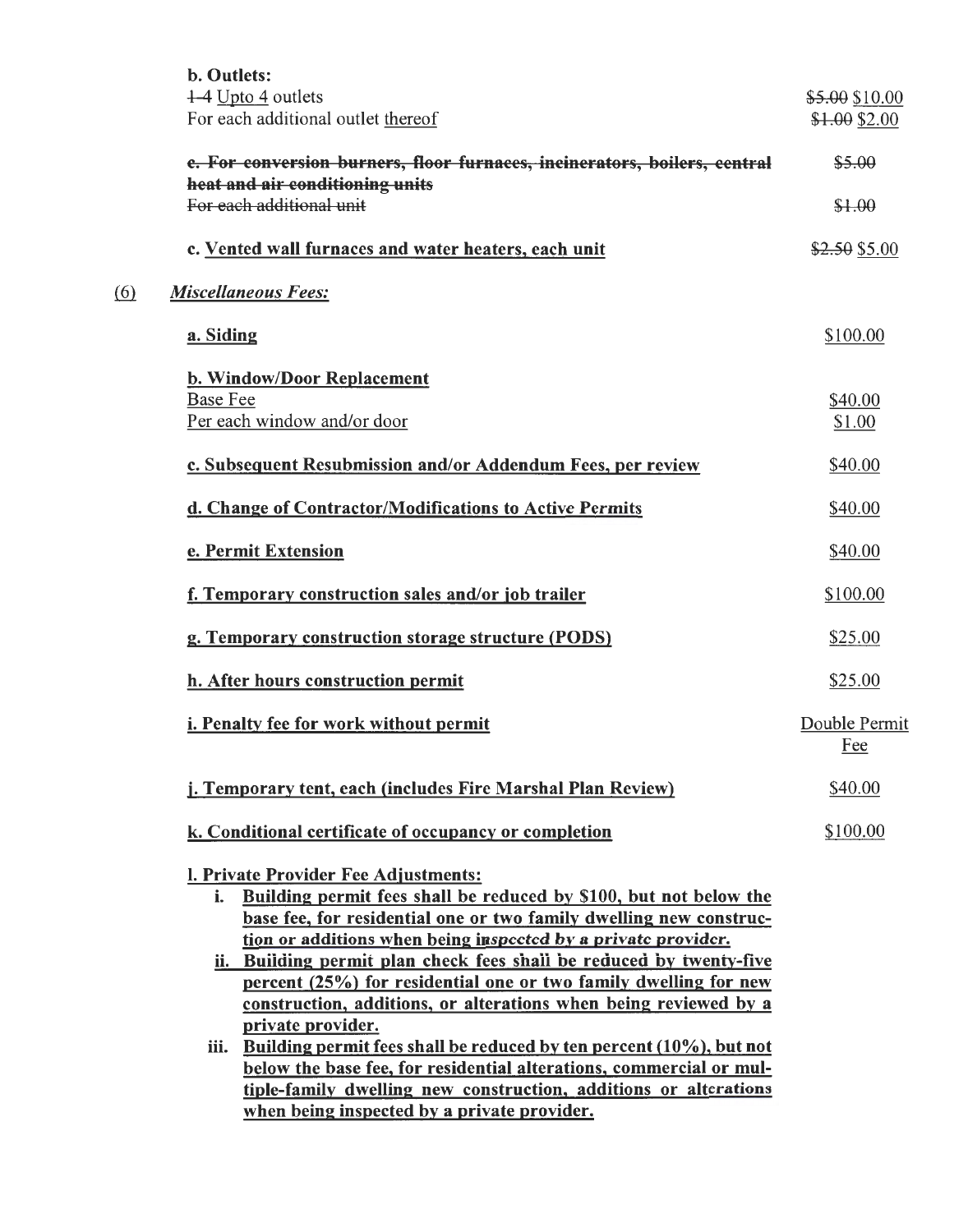**b. Outlets:**

| | |
|---|---|
| ~~1-4~~ <u>Upto 4</u> outlets | ~~$5.00~~ $10.00 |
| For each additional outlet <u>thereof</u> | ~~$1.00~~ $2.00 |
| ~~**c. For conversion burners, floor furnaces, incinerators, boilers, central heat and air conditioning units**~~ | ~~$5.00~~ |
| ~~For each additional unit~~ | ~~$1.00~~ |
| **c.** <u>**Vented wall furnaces and water heaters, each unit**</u> | ~~$2.50~~ $5.00 |

<u>(6)</u> <u>***Miscellaneous Fees:***</u>

| | |
|---|---|
| <u>**a. Siding**</u> | <u>$100.00</u> |
| <u>**b. Window/Door Replacement**</u> | |
| <u>Base Fee</u> | <u>$40.00</u> |
| <u>Per each window and/or door</u> | <u>$1.00</u> |
| <u>**c. Subsequent Resubmission and/or Addendum Fees, per review**</u> | <u>$40.00</u> |
| <u>**d. Change of Contractor/Modifications to Active Permits**</u> | <u>$40.00</u> |
| <u>**e. Permit Extension**</u> | <u>$40.00</u> |
| <u>**f. Temporary construction sales and/or job trailer**</u> | <u>$100.00</u> |
| <u>**g. Temporary construction storage structure (PODS)**</u> | <u>$25.00</u> |
| <u>**h. After hours construction permit**</u> | <u>$25.00</u> |
| <u>**i. Penalty fee for work without permit**</u> | <u>Double Permit Fee</u> |
| <u>**j. Temporary tent, each (includes Fire Marshal Plan Review)**</u> | <u>$40.00</u> |
| <u>**k. Conditional certificate of occupancy or completion**</u> | <u>$100.00</u> |

<u>**l. Private Provider Fee Adjustments:**</u>

i. <u>**Building permit fees shall be reduced by $100, but not below the base fee, for residential one or two family dwelling new construction or additions when being inspected by a private provider.**</u>

ii. <u>**Building permit plan check fees shall be reduced by twenty-five percent (25%) for residential one or two family dwelling for new construction, additions, or alterations when being reviewed by a private provider.**</u>

iii. <u>**Building permit fees shall be reduced by ten percent (10%), but not below the base fee, for residential alterations, commercial or multiple-family dwelling new construction, additions or alterations when being inspected by a private provider.**</u>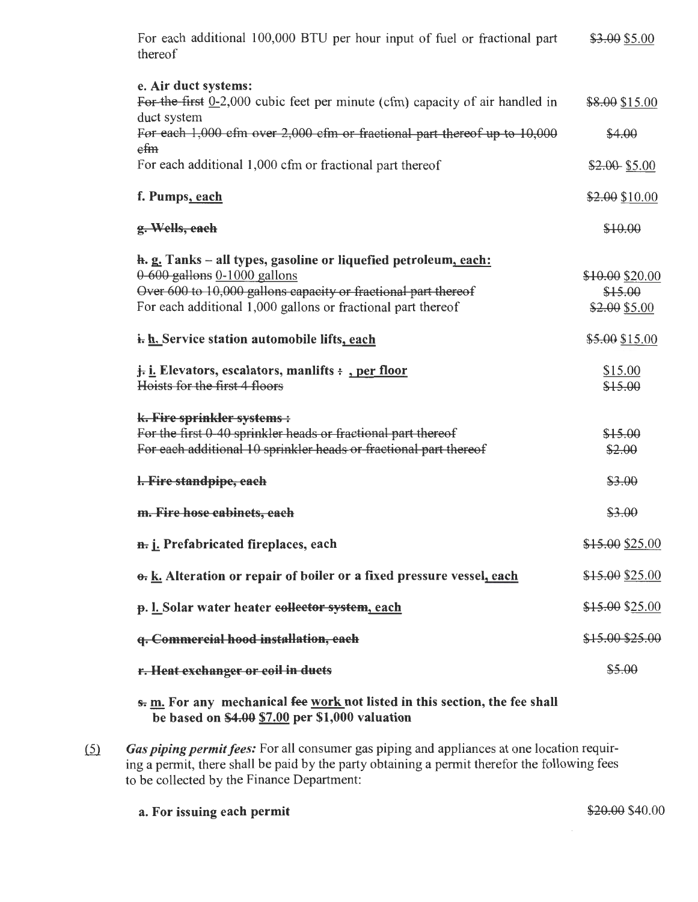For each additional 100,000 BTU per hour input of fuel or fractional part thereof | ~~$3.00~~ $5.00

**e. Air duct systems:**

| | |
|---|---|
| ~~For the first~~ <u>0-</u>2,000 cubic feet per minute (cfm) capacity of air handled in duct system | ~~$8.00~~ $15.00 |
| ~~For each 1,000 cfm over 2,000 cfm or fractional part thereof up to 10,000 cfm~~ | ~~$4.00~~ |
| For each additional 1,000 cfm or fractional part thereof | ~~$2.00~~ $5.00 |

| | |
|---|---|
| **f. Pumps<u>, each</u>** | ~~$2.00~~ $10.00 |
| ~~**g. Wells, each**~~ | ~~$10.00~~ |

**~~h.~~ <u>g.</u> Tanks – all types, gasoline or liquefied petroleum<u>, each</u>:**

| | |
|---|---|
| ~~0-600 gallons~~ <u>0-1000 gallons</u> | ~~$10.00~~ $20.00 |
| ~~Over 600 to 10,000 gallons capacity or fractional part thereof~~ | ~~$15.00~~ |
| For each additional 1,000 gallons or fractional part thereof | ~~$2.00~~ $5.00 |

| | |
|---|---|
| **~~i.~~ <u>h.</u> Service station automobile lifts<u>, each</u>** | ~~$5.00~~ $15.00 |
| **~~j.~~ <u>i.</u> Elevators, escalators, manlifts ~~:~~ <u>, per floor</u>** | <u>$15.00</u> |
| ~~Hoists for the first 4 floors~~ | ~~$15.00~~ |

~~**k. Fire sprinkler systems :**~~

| | |
|---|---|
| ~~For the first 0-40 sprinkler heads or fractional part thereof~~ | ~~$15.00~~ |
| ~~For each additional 10 sprinkler heads or fractional part thereof~~ | ~~$2.00~~ |

| | |
|---|---|
| ~~**l. Fire standpipe, each**~~ | ~~$3.00~~ |
| ~~**m. Fire hose cabinets, each**~~ | ~~$3.00~~ |
| **~~n.~~ <u>j.</u> Prefabricated fireplaces, each** | ~~$15.00~~ $25.00 |
| **~~o.~~ <u>k.</u> Alteration or repair of boiler or a fixed pressure vessel<u>, each</u>** | ~~$15.00~~ $25.00 |
| **~~p.~~ <u>l.</u> Solar water heater ~~collector system~~<u>, each</u>** | ~~$15.00~~ $25.00 |
| ~~**q. Commercial hood installation, each**~~ | ~~$15.00 $25.00~~ |
| ~~**r. Heat exchanger or coil in ducts**~~ | ~~$5.00~~ |

**~~s.~~ <u>m.</u> For any mechanical ~~fee~~ <u>work</u> not listed in this section, the fee shall be based on ~~$4.00~~ <u>$7.00</u> per $1,000 valuation**

<u>(5)</u> ***Gas piping permit fees:*** For all consumer gas piping and appliances at one location requiring a permit, there shall be paid by the party obtaining a permit therefor the following fees to be collected by the Finance Department:

| | |
|---|---|
| **a. For issuing each permit** | ~~$20.00~~ $40.00 |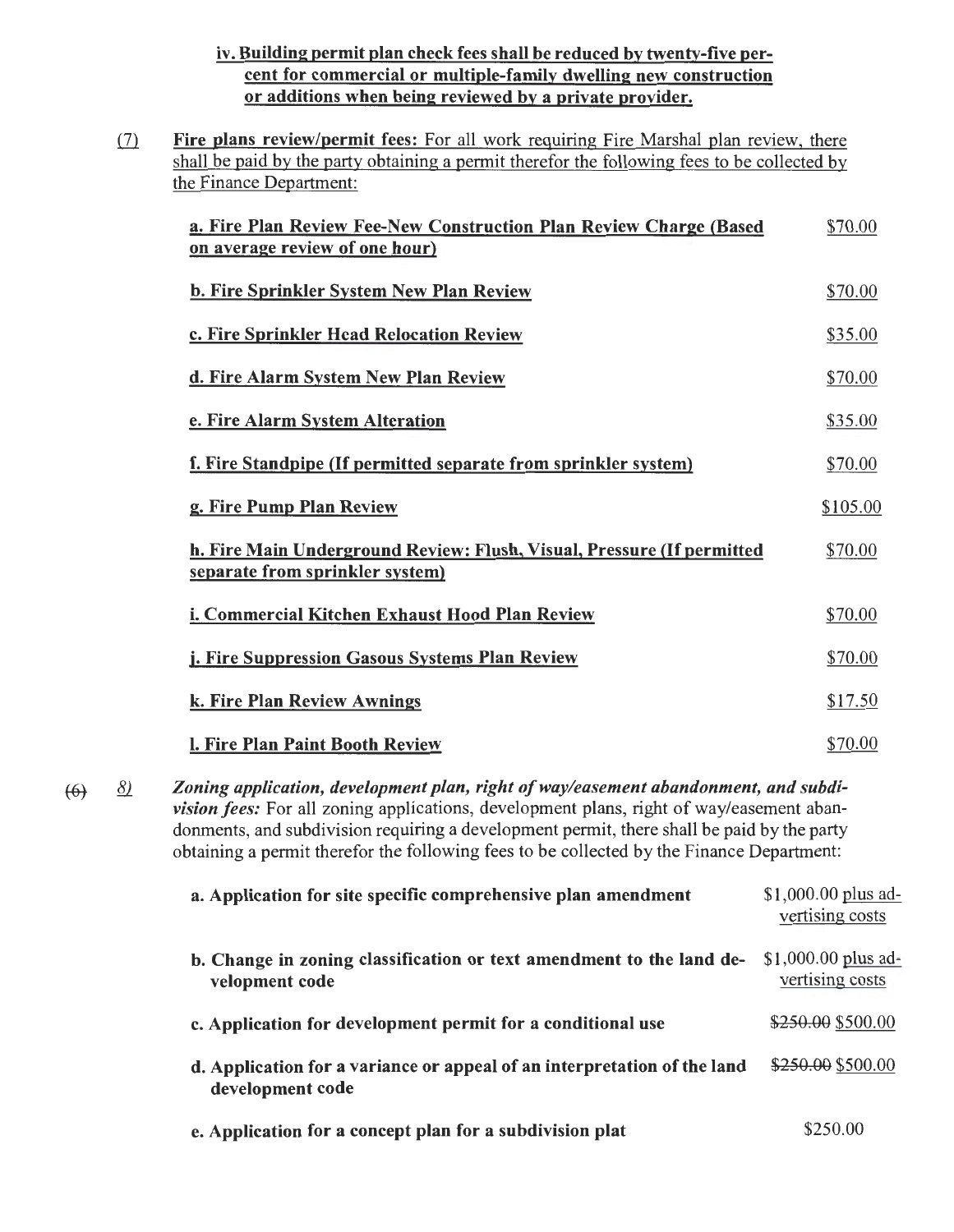**iv. Building permit plan check fees shall be reduced by twenty-five percent for commercial or multiple-family dwelling new construction or additions when being reviewed by a private provider.**

(7) **Fire plans review/permit fees:** For all work requiring Fire Marshal plan review, there shall be paid by the party obtaining a permit therefor the following fees to be collected by the Finance Department:

| | |
|---|---|
| **a. Fire Plan Review Fee-New Construction Plan Review Charge (Based on average review of one hour)** | $70.00 |
| **b. Fire Sprinkler System New Plan Review** | $70.00 |
| **c. Fire Sprinkler Head Relocation Review** | $35.00 |
| **d. Fire Alarm System New Plan Review** | $70.00 |
| **e. Fire Alarm System Alteration** | $35.00 |
| **f. Fire Standpipe (If permitted separate from sprinkler system)** | $70.00 |
| **g. Fire Pump Plan Review** | $105.00 |
| **h. Fire Main Underground Review: Flush, Visual, Pressure (If permitted separate from sprinkler system)** | $70.00 |
| **i. Commercial Kitchen Exhaust Hood Plan Review** | $70.00 |
| **j. Fire Suppression Gasous Systems Plan Review** | $70.00 |
| **k. Fire Plan Review Awnings** | $17.50 |
| **l. Fire Plan Paint Booth Review** | $70.00 |

~~(6)~~ *8)* ***Zoning application, development plan, right of way/easement abandonment, and subdivision fees:*** For all zoning applications, development plans, right of way/easement abandonments, and subdivision requiring a development permit, there shall be paid by the party obtaining a permit therefor the following fees to be collected by the Finance Department:

| | |
|---|---|
| **a. Application for site specific comprehensive plan amendment** | $1,000.00 plus advertising costs |
| **b. Change in zoning classification or text amendment to the land development code** | $1,000.00 plus advertising costs |
| **c. Application for development permit for a conditional use** | ~~$250.00~~ $500.00 |
| **d. Application for a variance or appeal of an interpretation of the land development code** | ~~$250.00~~ $500.00 |
| **e. Application for a concept plan for a subdivision plat** | $250.00 |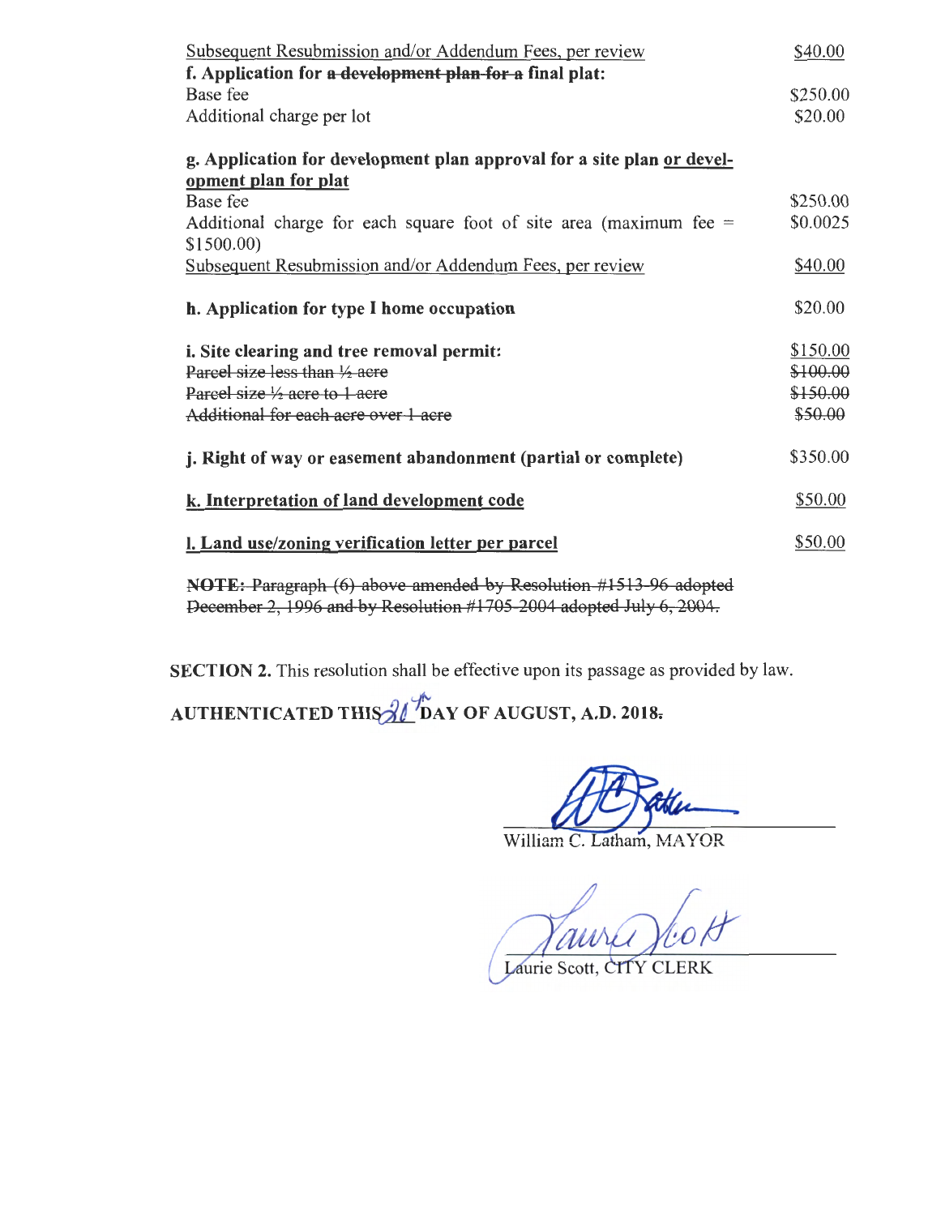| | |
|---|---|
| <u>Subsequent Resubmission and/or Addendum Fees, per review</u> | <u>$40.00</u> |
| **f. Application for ~~a development plan for a~~ final plat:** | |
| Base fee | $250.00 |
| Additional charge per lot | $20.00 |
| | |
| **g. Application for development plan approval for a site plan <u>or development plan for plat</u>** | |
| Base fee | $250.00 |
| Additional charge for each square foot of site area (maximum fee = $1500.00) | $0.0025 |
| <u>Subsequent Resubmission and/or Addendum Fees, per review</u> | <u>$40.00</u> |
| | |
| **h. Application for type I home occupation** | $20.00 |
| | |
| **i. Site clearing and tree removal permit:** | <u>$150.00</u> |
| ~~Parcel size less than ½ acre~~ | ~~$100.00~~ |
| ~~Parcel size ½ acre to 1 acre~~ | ~~$150.00~~ |
| ~~Additional for each acre over 1 acre~~ | ~~$50.00~~ |
| | |
| **j. Right of way or easement abandonment (partial or complete)** | $350.00 |
| | |
| **<u>k. Interpretation of land development code</u>** | <u>$50.00</u> |
| | |
| **<u>l. Land use/zoning verification letter per parcel</u>** | <u>$50.00</u> |

~~**NOTE:** Paragraph (6) above amended by Resolution #1513-96 adopted December 2, 1996 and by Resolution #1705-2004 adopted July 6, 2004.~~

**SECTION 2.** This resolution shall be effective upon its passage as provided by law.

**AUTHENTICATED THIS 20th DAY OF AUGUST, A.D. 2018.**

William C. Latham, MAYOR

Laurie Scott, CITY CLERK